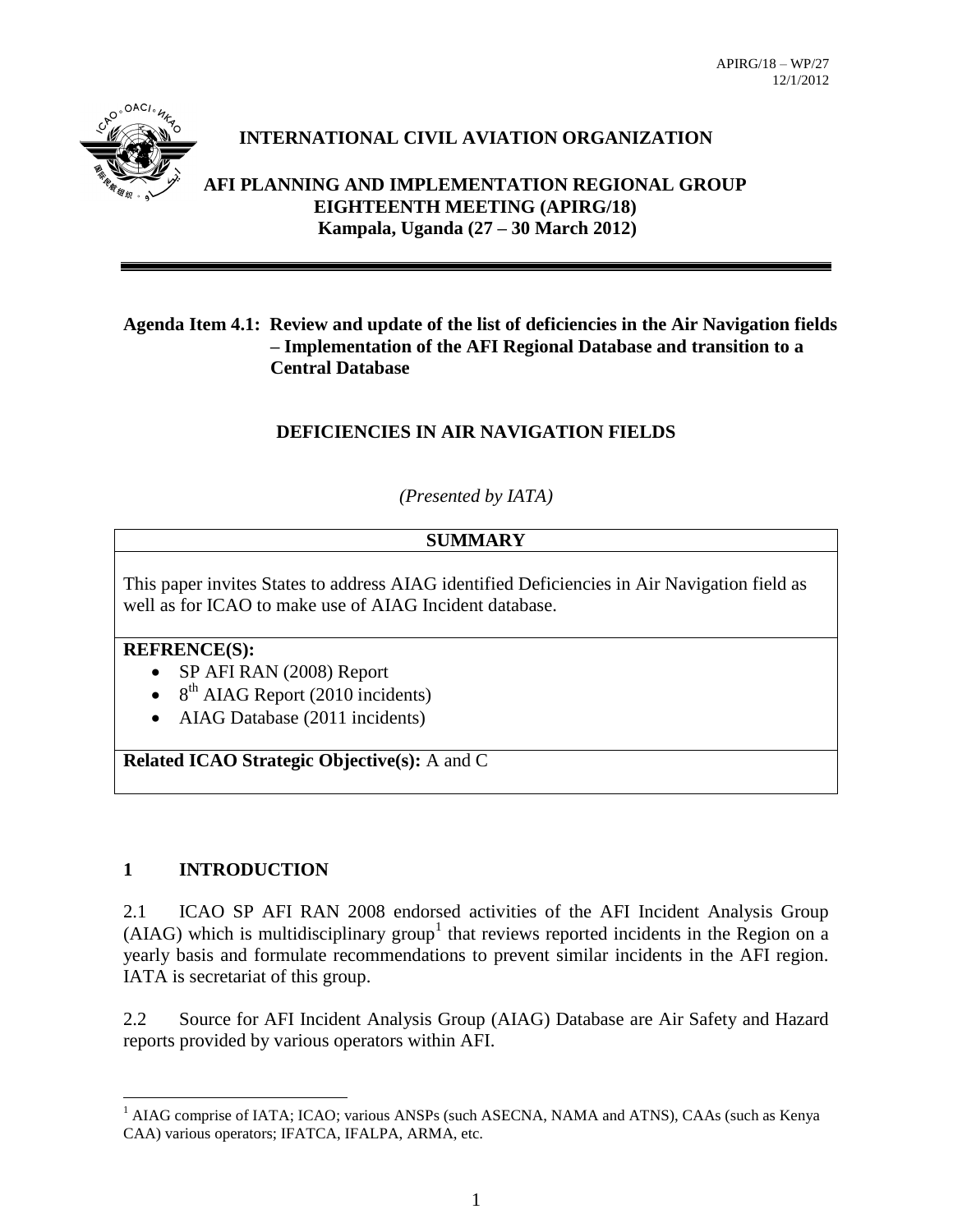APIRG/18 – WP/27
12/1/2012

# INTERNATIONAL CIVIL AVIATION ORGANIZATION

## AFI PLANNING AND IMPLEMENTATION REGIONAL GROUP EIGHTEENTH MEETING (APIRG/18) Kampala, Uganda (27 – 30 March 2012)

**Agenda Item 4.1: Review and update of the list of deficiencies in the Air Navigation fields – Implementation of the AFI Regional Database and transition to a Central Database**

## DEFICIENCIES IN AIR NAVIGATION FIELDS

*(Presented by IATA)*

| **SUMMARY** |
|---|
| This paper invites States to address AIAG identified Deficiencies in Air Navigation field as well as for ICAO to make use of AIAG Incident database. |
| **REFRENCE(S):**<br>• SP AFI RAN (2008) Report<br>• 8th AIAG Report (2010 incidents)<br>• AIAG Database (2011 incidents) |
| **Related ICAO Strategic Objective(s):** A and C |

## 1 INTRODUCTION

2.1 ICAO SP AFI RAN 2008 endorsed activities of the AFI Incident Analysis Group (AIAG) which is multidisciplinary group[1] that reviews reported incidents in the Region on a yearly basis and formulate recommendations to prevent similar incidents in the AFI region. IATA is secretariat of this group.

2.2 Source for AFI Incident Analysis Group (AIAG) Database are Air Safety and Hazard reports provided by various operators within AFI.

[1] AIAG comprise of IATA; ICAO; various ANSPs (such ASECNA, NAMA and ATNS), CAAs (such as Kenya CAA) various operators; IFATCA, IFALPA, ARMA, etc.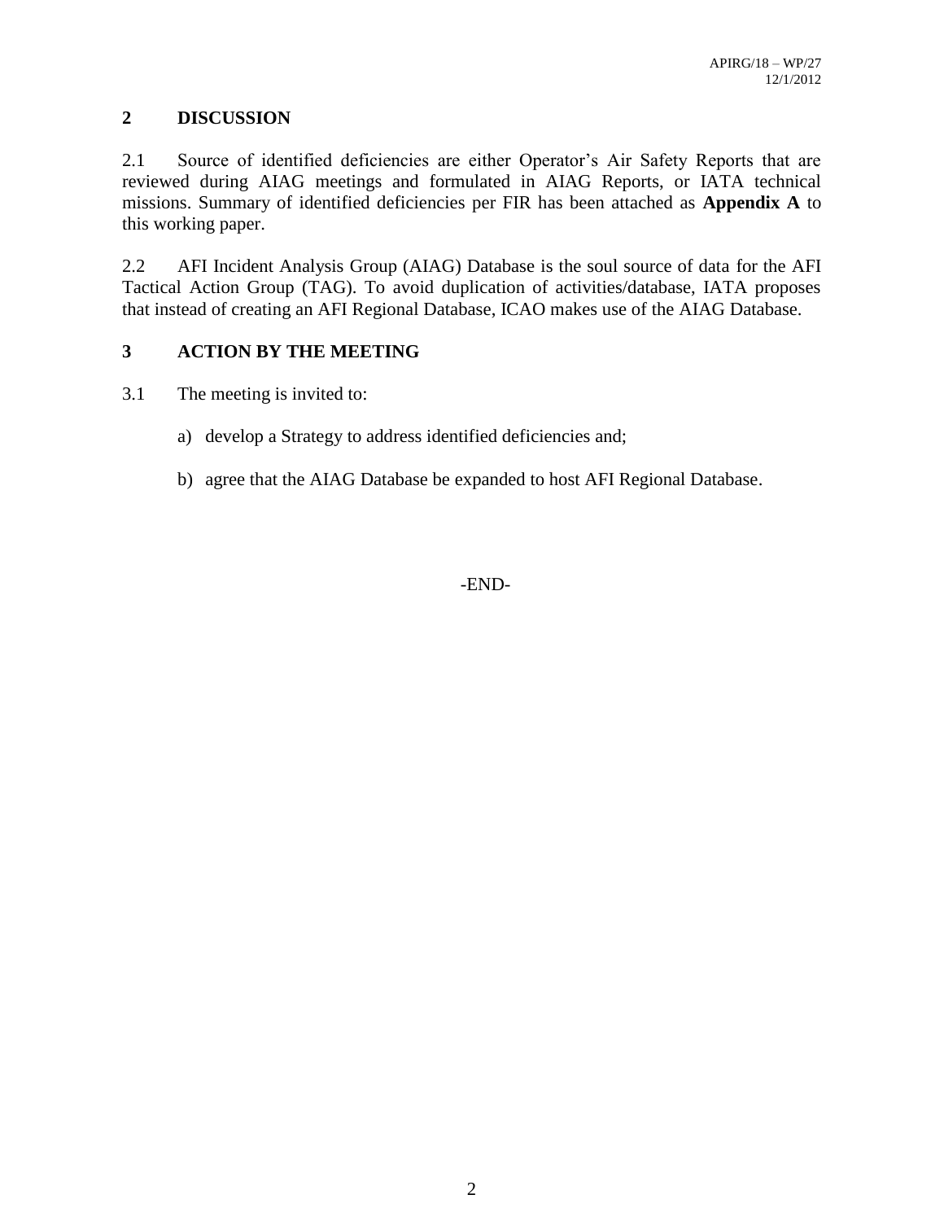## 2 DISCUSSION

2.1 Source of identified deficiencies are either Operator's Air Safety Reports that are reviewed during AIAG meetings and formulated in AIAG Reports, or IATA technical missions. Summary of identified deficiencies per FIR has been attached as **Appendix A** to this working paper.

2.2 AFI Incident Analysis Group (AIAG) Database is the soul source of data for the AFI Tactical Action Group (TAG). To avoid duplication of activities/database, IATA proposes that instead of creating an AFI Regional Database, ICAO makes use of the AIAG Database.

## 3 ACTION BY THE MEETING

3.1 The meeting is invited to:

a) develop a Strategy to address identified deficiencies and;

b) agree that the AIAG Database be expanded to host AFI Regional Database.

-END-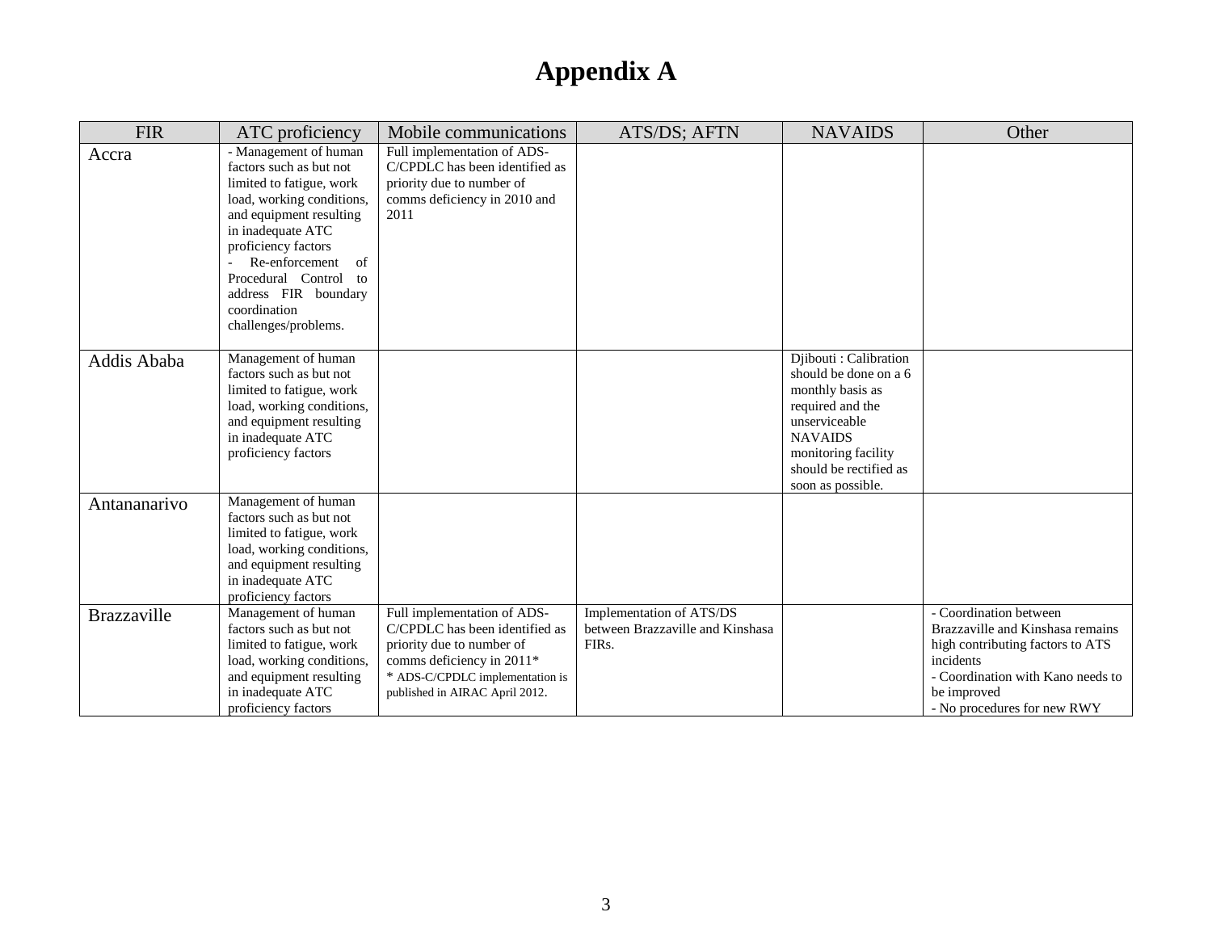# Appendix A

| FIR | ATC proficiency | Mobile communications | ATS/DS; AFTN | NAVAIDS | Other |
|---|---|---|---|---|---|
| Accra | - Management of human factors such as but not limited to fatigue, work load, working conditions, and equipment resulting in inadequate ATC proficiency factors<br>- Re-enforcement of Procedural Control to address FIR boundary coordination challenges/problems. | Full implementation of ADS-C/CPDLC has been identified as priority due to number of comms deficiency in 2010 and 2011 | | | |
| Addis Ababa | Management of human factors such as but not limited to fatigue, work load, working conditions, and equipment resulting in inadequate ATC proficiency factors | | | Djibouti : Calibration should be done on a 6 monthly basis as required and the unserviceable NAVAIDS monitoring facility should be rectified as soon as possible. | |
| Antananarivo | Management of human factors such as but not limited to fatigue, work load, working conditions, and equipment resulting in inadequate ATC proficiency factors | | | | |
| Brazzaville | Management of human factors such as but not limited to fatigue, work load, working conditions, and equipment resulting in inadequate ATC proficiency factors | Full implementation of ADS-C/CPDLC has been identified as priority due to number of comms deficiency in 2011*<br>* ADS-C/CPDLC implementation is published in AIRAC April 2012. | Implementation of ATS/DS between Brazzaville and Kinshasa FIRs. | | - Coordination between Brazzaville and Kinshasa remains high contributing factors to ATS incidents<br>- Coordination with Kano needs to be improved<br>- No procedures for new RWY |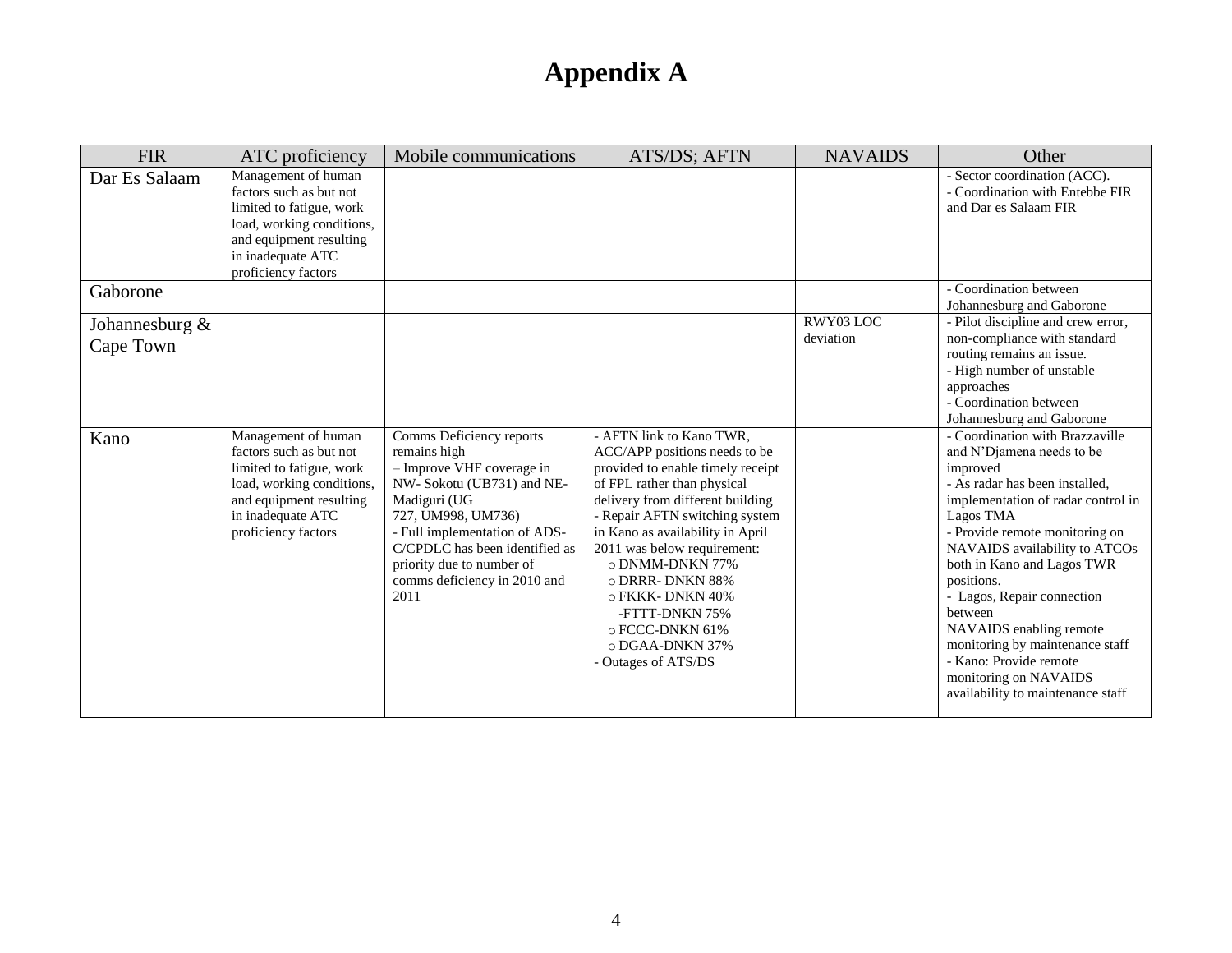# Appendix A

| FIR | ATC proficiency | Mobile communications | ATS/DS; AFTN | NAVAIDS | Other |
|---|---|---|---|---|---|
| Dar Es Salaam | Management of human factors such as but not limited to fatigue, work load, working conditions, and equipment resulting in inadequate ATC proficiency factors | | | | - Sector coordination (ACC).<br>- Coordination with Entebbe FIR and Dar es Salaam FIR |
| Gaborone | | | | | - Coordination between Johannesburg and Gaborone |
| Johannesburg & Cape Town | | | | RWY03 LOC deviation | - Pilot discipline and crew error, non-compliance with standard routing remains an issue.<br>- High number of unstable approaches<br>- Coordination between Johannesburg and Gaborone |
| Kano | Management of human factors such as but not limited to fatigue, work load, working conditions, and equipment resulting in inadequate ATC proficiency factors | Comms Deficiency reports remains high<br>– Improve VHF coverage in NW- Sokotu (UB731) and NE-Madiguri (UG 727, UM998, UM736)<br>- Full implementation of ADS-C/CPDLC has been identified as priority due to number of comms deficiency in 2010 and 2011 | - AFTN link to Kano TWR, ACC/APP positions needs to be provided to enable timely receipt of FPL rather than physical delivery from different building<br>- Repair AFTN switching system in Kano as availability in April 2011 was below requirement:<br>o DNMM-DNKN 77%<br>o DRRR- DNKN 88%<br>o FKKK- DNKN 40%<br>-FTTT-DNKN 75%<br>o FCCC-DNKN 61%<br>o DGAA-DNKN 37%<br>- Outages of ATS/DS | | - Coordination with Brazzaville and N'Djamena needs to be improved<br>- As radar has been installed, implementation of radar control in Lagos TMA<br>- Provide remote monitoring on NAVAIDS availability to ATCOs both in Kano and Lagos TWR positions.<br>- Lagos, Repair connection between NAVAIDS enabling remote monitoring by maintenance staff<br>- Kano: Provide remote monitoring on NAVAIDS availability to maintenance staff |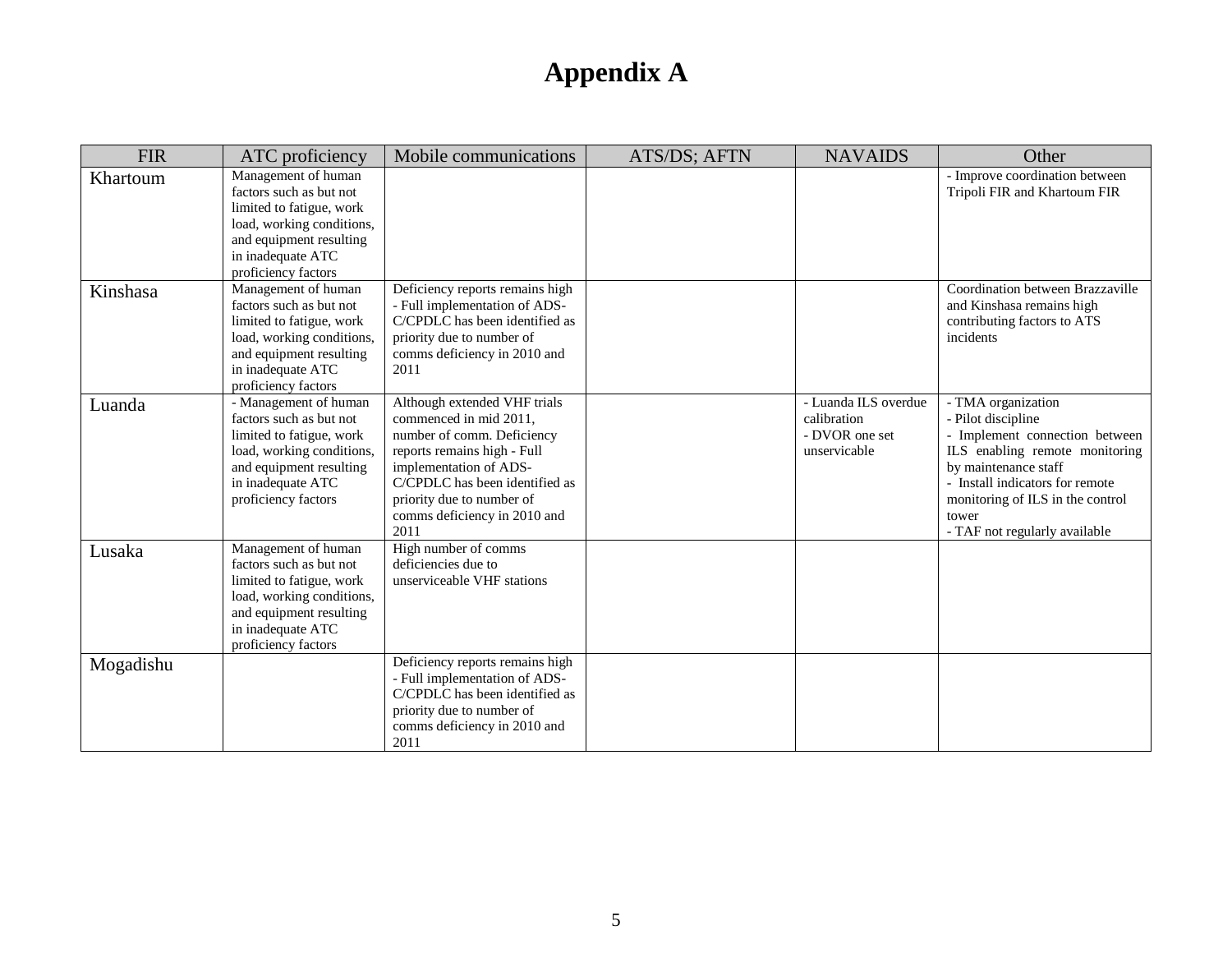# Appendix A

| FIR | ATC proficiency | Mobile communications | ATS/DS; AFTN | NAVAIDS | Other |
|---|---|---|---|---|---|
| Khartoum | Management of human factors such as but not limited to fatigue, work load, working conditions, and equipment resulting in inadequate ATC proficiency factors | | | | - Improve coordination between Tripoli FIR and Khartoum FIR |
| Kinshasa | Management of human factors such as but not limited to fatigue, work load, working conditions, and equipment resulting in inadequate ATC proficiency factors | Deficiency reports remains high - Full implementation of ADS-C/CPDLC has been identified as priority due to number of comms deficiency in 2010 and 2011 | | | Coordination between Brazzaville and Kinshasa remains high contributing factors to ATS incidents |
| Luanda | - Management of human factors such as but not limited to fatigue, work load, working conditions, and equipment resulting in inadequate ATC proficiency factors | Although extended VHF trials commenced in mid 2011, number of comm. Deficiency reports remains high - Full implementation of ADS-C/CPDLC has been identified as priority due to number of comms deficiency in 2010 and 2011 | | - Luanda ILS overdue calibration<br>- DVOR one set unservicable | - TMA organization<br>- Pilot discipline<br>- Implement connection between ILS enabling remote monitoring by maintenance staff<br>- Install indicators for remote monitoring of ILS in the control tower<br>- TAF not regularly available |
| Lusaka | Management of human factors such as but not limited to fatigue, work load, working conditions, and equipment resulting in inadequate ATC proficiency factors | High number of comms deficiencies due to unserviceable VHF stations | | | |
| Mogadishu | | Deficiency reports remains high - Full implementation of ADS-C/CPDLC has been identified as priority due to number of comms deficiency in 2010 and 2011 | | | |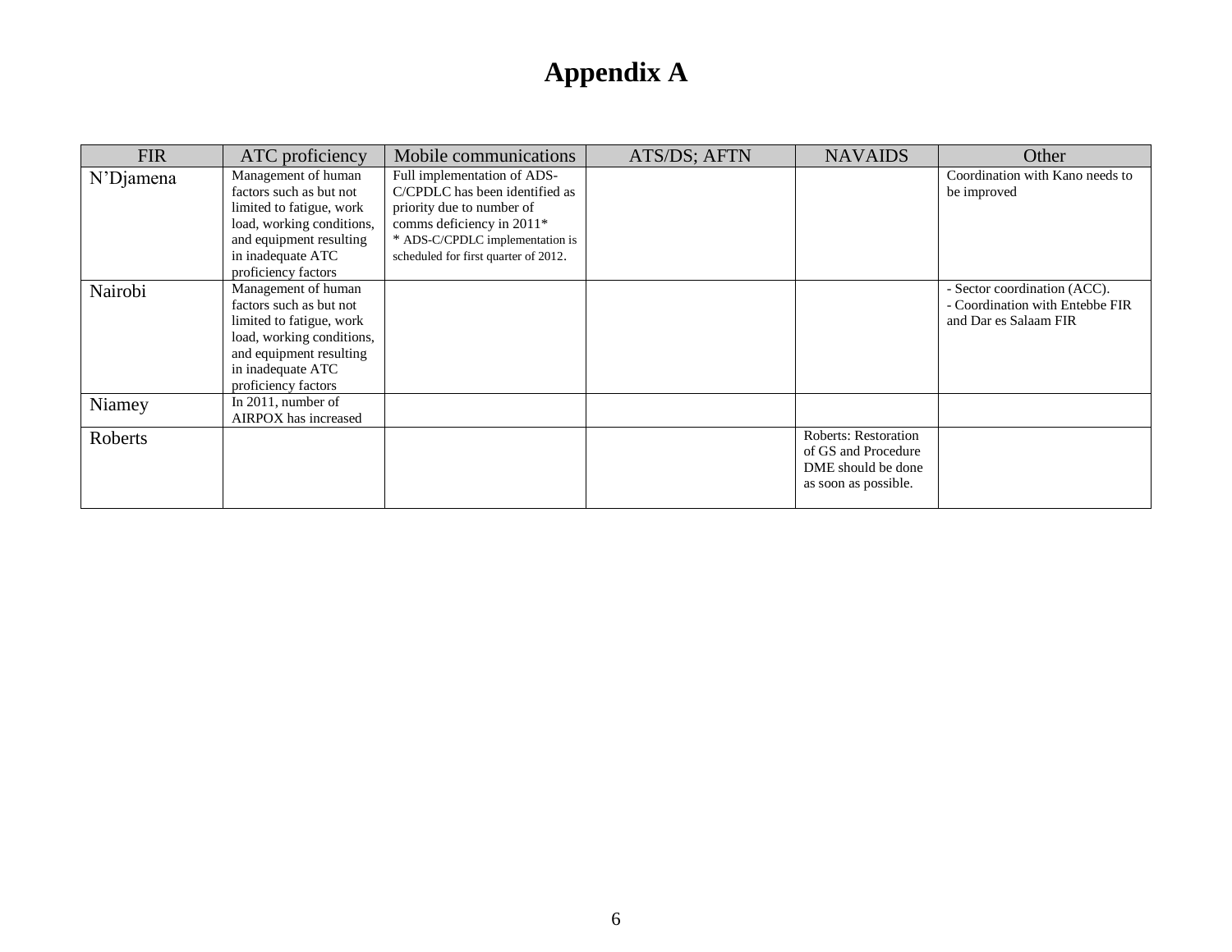# Appendix A

| FIR | ATC proficiency | Mobile communications | ATS/DS; AFTN | NAVAIDS | Other |
|---|---|---|---|---|---|
| N'Djamena | Management of human factors such as but not limited to fatigue, work load, working conditions, and equipment resulting in inadequate ATC proficiency factors | Full implementation of ADS-C/CPDLC has been identified as priority due to number of comms deficiency in 2011* <br> * ADS-C/CPDLC implementation is scheduled for first quarter of 2012. | | | Coordination with Kano needs to be improved |
| Nairobi | Management of human factors such as but not limited to fatigue, work load, working conditions, and equipment resulting in inadequate ATC proficiency factors | | | | - Sector coordination (ACC). <br> - Coordination with Entebbe FIR and Dar es Salaam FIR |
| Niamey | In 2011, number of AIRPOX has increased | | | | |
| Roberts | | | | Roberts: Restoration of GS and Procedure DME should be done as soon as possible. | |